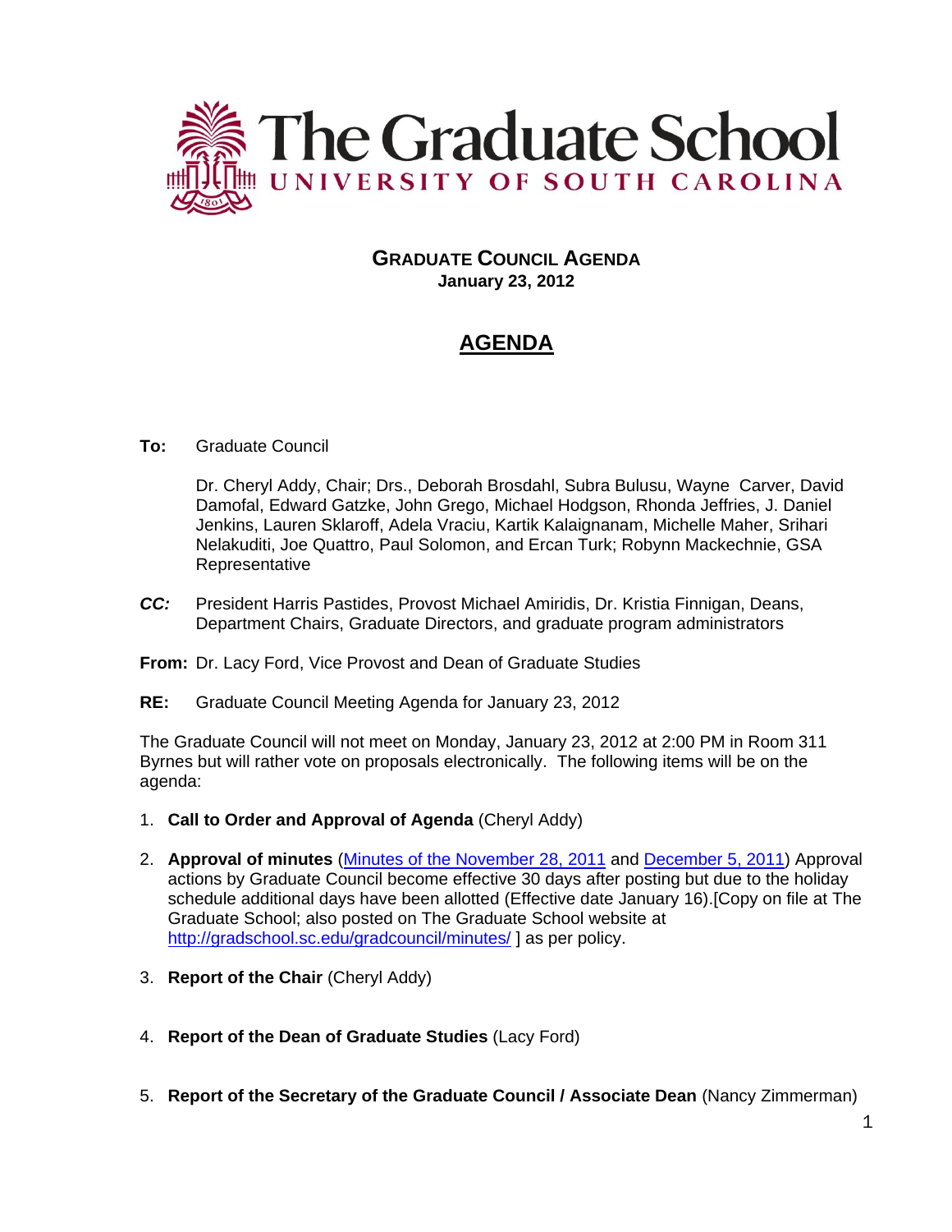# The Graduate School

UNIVERSITY OF SOUTH CAROLINA

## GRADUATE COUNCIL AGENDA

**January 23, 2012**

## AGENDA

**To:** Graduate Council

Dr. Cheryl Addy, Chair; Drs., Deborah Brosdahl, Subra Bulusu, Wayne Carver, David Damofal, Edward Gatzke, John Grego, Michael Hodgson, Rhonda Jeffries, J. Daniel Jenkins, Lauren Sklaroff, Adela Vraciu, Kartik Kalaignanam, Michelle Maher, Srihari Nelakuditi, Joe Quattro, Paul Solomon, and Ercan Turk; Robynn Mackechnie, GSA Representative

***CC:*** President Harris Pastides, Provost Michael Amiridis, Dr. Kristia Finnigan, Deans, Department Chairs, Graduate Directors, and graduate program administrators

**From:** Dr. Lacy Ford, Vice Provost and Dean of Graduate Studies

**RE:** Graduate Council Meeting Agenda for January 23, 2012

The Graduate Council will not meet on Monday, January 23, 2012 at 2:00 PM in Room 311 Byrnes but will rather vote on proposals electronically. The following items will be on the agenda:

1. **Call to Order and Approval of Agenda** (Cheryl Addy)
2. **Approval of minutes** (Minutes of the November 28, 2011 and December 5, 2011) Approval actions by Graduate Council become effective 30 days after posting but due to the holiday schedule additional days have been allotted (Effective date January 16).[Copy on file at The Graduate School; also posted on The Graduate School website at http://gradschool.sc.edu/gradcouncil/minutes/ ] as per policy.
3. **Report of the Chair** (Cheryl Addy)
4. **Report of the Dean of Graduate Studies** (Lacy Ford)
5. **Report of the Secretary of the Graduate Council / Associate Dean** (Nancy Zimmerman)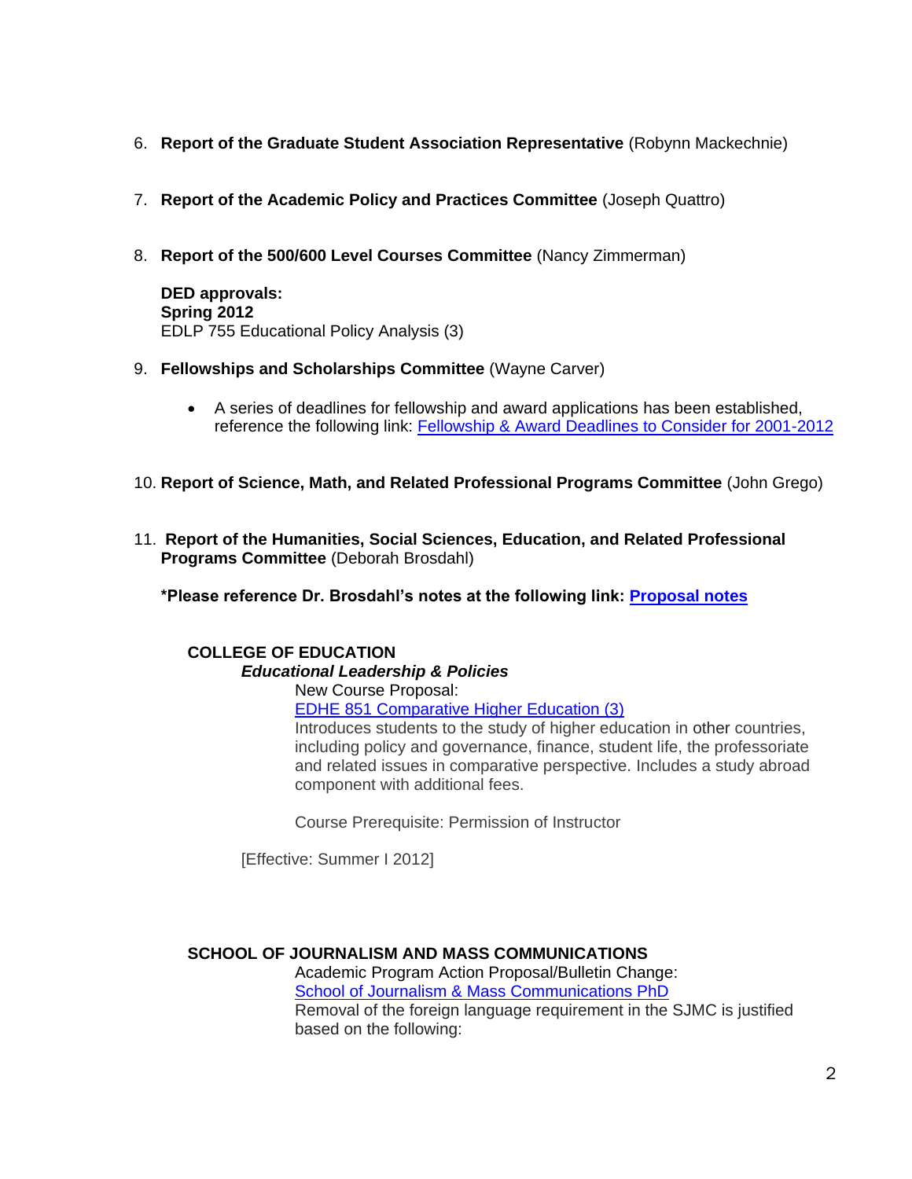6. **Report of the Graduate Student Association Representative** (Robynn Mackechnie)

7. **Report of the Academic Policy and Practices Committee** (Joseph Quattro)

8. **Report of the 500/600 Level Courses Committee** (Nancy Zimmerman)

   **DED approvals:**
   **Spring 2012**
   EDLP 755 Educational Policy Analysis (3)

9. **Fellowships and Scholarships Committee** (Wayne Carver)

   - A series of deadlines for fellowship and award applications has been established, reference the following link: Fellowship & Award Deadlines to Consider for 2001-2012

10. **Report of Science, Math, and Related Professional Programs Committee** (John Grego)

11. **Report of the Humanities, Social Sciences, Education, and Related Professional Programs Committee** (Deborah Brosdahl)

    **\*Please reference Dr. Brosdahl's notes at the following link: Proposal notes**

**COLLEGE OF EDUCATION**

***Educational Leadership & Policies***

New Course Proposal:

EDHE 851 Comparative Higher Education (3)

Introduces students to the study of higher education in other countries, including policy and governance, finance, student life, the professoriate and related issues in comparative perspective. Includes a study abroad component with additional fees.

Course Prerequisite: Permission of Instructor

[Effective: Summer I 2012]

**SCHOOL OF JOURNALISM AND MASS COMMUNICATIONS**

Academic Program Action Proposal/Bulletin Change:

School of Journalism & Mass Communications PhD

Removal of the foreign language requirement in the SJMC is justified based on the following: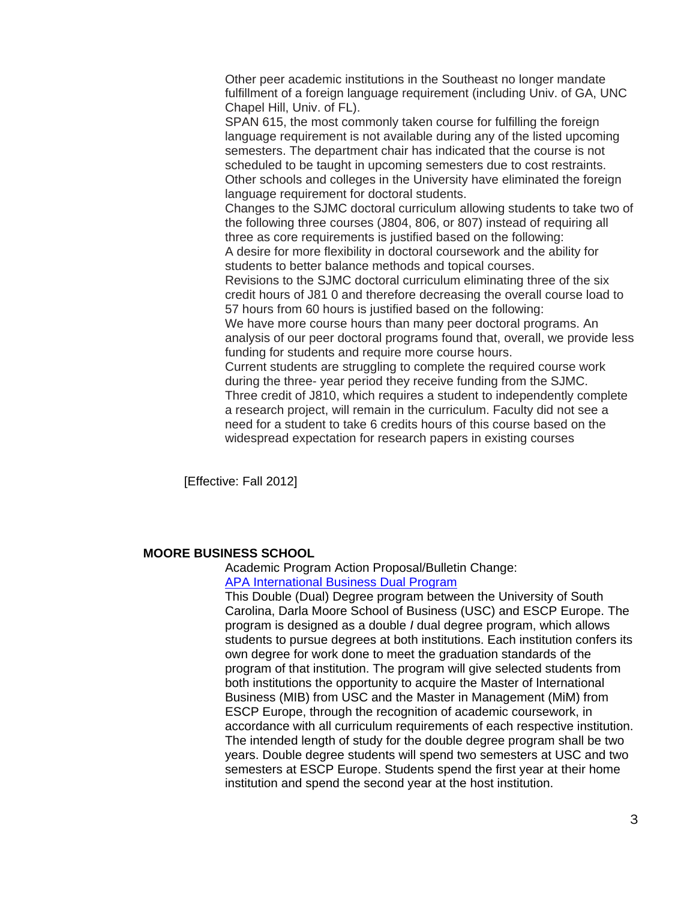Other peer academic institutions in the Southeast no longer mandate fulfillment of a foreign language requirement (including Univ. of GA, UNC Chapel Hill, Univ. of FL).

SPAN 615, the most commonly taken course for fulfilling the foreign language requirement is not available during any of the listed upcoming semesters. The department chair has indicated that the course is not scheduled to be taught in upcoming semesters due to cost restraints.

Other schools and colleges in the University have eliminated the foreign language requirement for doctoral students.

Changes to the SJMC doctoral curriculum allowing students to take two of the following three courses (J804, 806, or 807) instead of requiring all three as core requirements is justified based on the following:

A desire for more flexibility in doctoral coursework and the ability for students to better balance methods and topical courses.

Revisions to the SJMC doctoral curriculum eliminating three of the six credit hours of J81 0 and therefore decreasing the overall course load to 57 hours from 60 hours is justified based on the following:

We have more course hours than many peer doctoral programs. An analysis of our peer doctoral programs found that, overall, we provide less funding for students and require more course hours.

Current students are struggling to complete the required course work during the three- year period they receive funding from the SJMC.

Three credit of J810, which requires a student to independently complete a research project, will remain in the curriculum. Faculty did not see a need for a student to take 6 credits hours of this course based on the widespread expectation for research papers in existing courses

[Effective: Fall 2012]

**MOORE BUSINESS SCHOOL**

Academic Program Action Proposal/Bulletin Change:
APA International Business Dual Program

This Double (Dual) Degree program between the University of South Carolina, Darla Moore School of Business (USC) and ESCP Europe. The program is designed as a double / dual degree program, which allows students to pursue degrees at both institutions. Each institution confers its own degree for work done to meet the graduation standards of the program of that institution. The program will give selected students from both institutions the opportunity to acquire the Master of International Business (MIB) from USC and the Master in Management (MiM) from ESCP Europe, through the recognition of academic coursework, in accordance with all curriculum requirements of each respective institution. The intended length of study for the double degree program shall be two years. Double degree students will spend two semesters at USC and two semesters at ESCP Europe. Students spend the first year at their home institution and spend the second year at the host institution.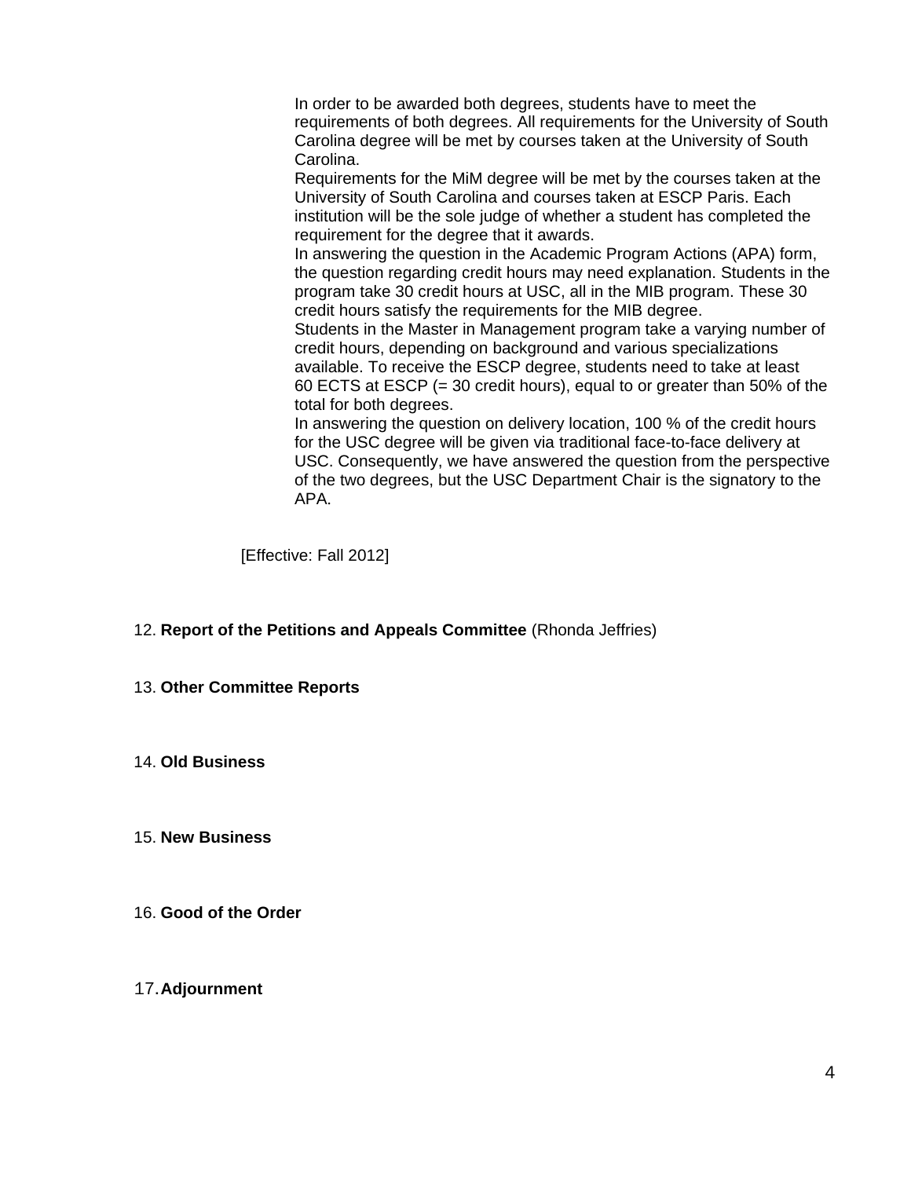In order to be awarded both degrees, students have to meet the requirements of both degrees. All requirements for the University of South Carolina degree will be met by courses taken at the University of South Carolina.

Requirements for the MiM degree will be met by the courses taken at the University of South Carolina and courses taken at ESCP Paris. Each institution will be the sole judge of whether a student has completed the requirement for the degree that it awards.

In answering the question in the Academic Program Actions (APA) form, the question regarding credit hours may need explanation. Students in the program take 30 credit hours at USC, all in the MIB program. These 30 credit hours satisfy the requirements for the MIB degree.

Students in the Master in Management program take a varying number of credit hours, depending on background and various specializations available. To receive the ESCP degree, students need to take at least 60 ECTS at ESCP (= 30 credit hours), equal to or greater than 50% of the total for both degrees.

In answering the question on delivery location, 100 % of the credit hours for the USC degree will be given via traditional face-to-face delivery at USC. Consequently, we have answered the question from the perspective of the two degrees, but the USC Department Chair is the signatory to the APA.

[Effective: Fall 2012]

12. **Report of the Petitions and Appeals Committee** (Rhonda Jeffries)

13. **Other Committee Reports**

14. **Old Business**

15. **New Business**

16. **Good of the Order**

17. **Adjournment**